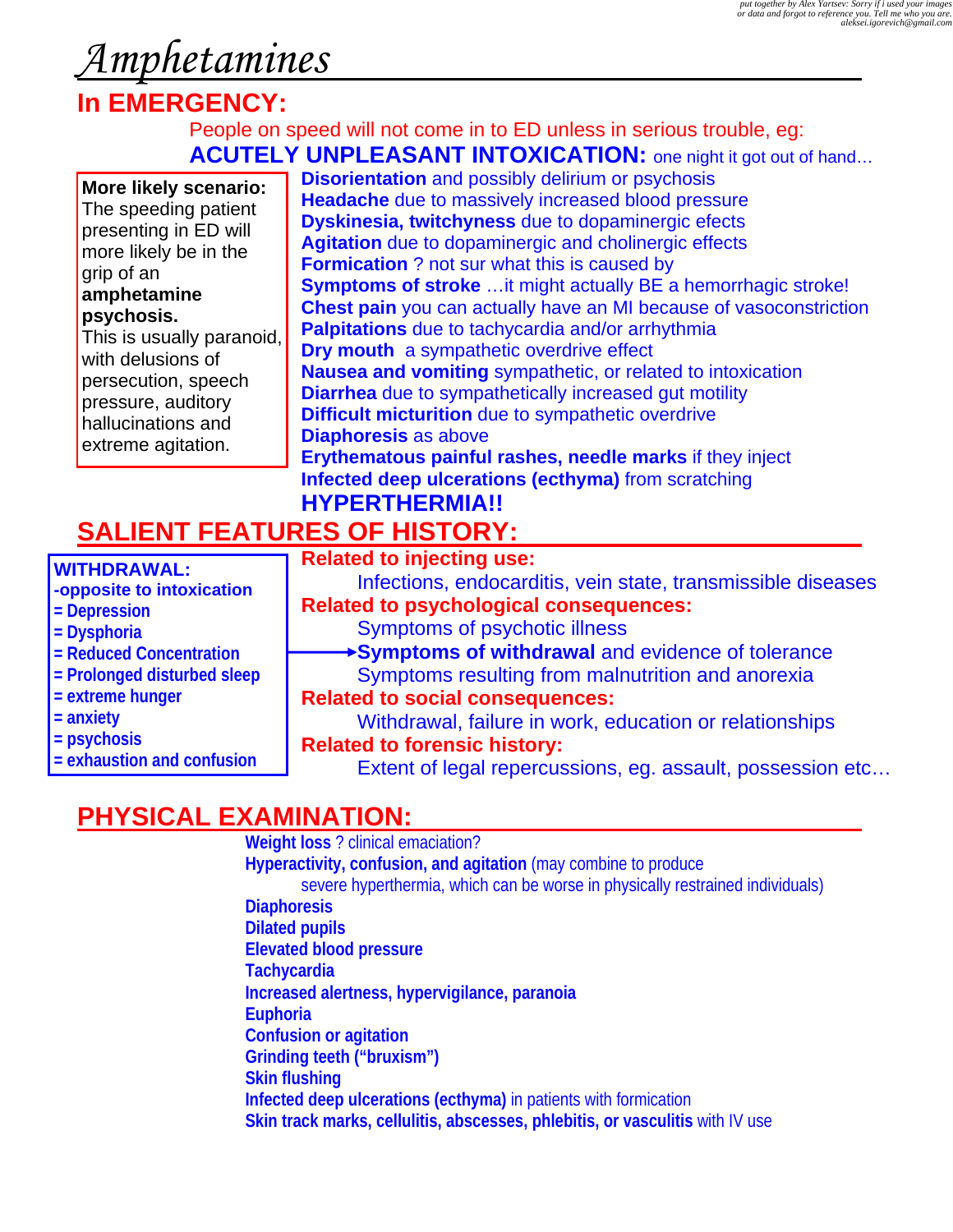put together by Alex Yartsev: Sorry if i used your images or data and forgot to reference you. Tell me who you are. aleksei.igorevich@gmail.com

# Amphetamines

## In EMERGENCY:

People on speed will not come in to ED unless in serious trouble, eg:

**ACUTELY UNPLEASANT INTOXICATION:** one night it got out of hand…

**More likely scenario:** The speeding patient presenting in ED will more likely be in the grip of an **amphetamine psychosis.** This is usually paranoid, with delusions of persecution, speech pressure, auditory hallucinations and extreme agitation.

- **Disorientation** and possibly delirium or psychosis
- **Headache** due to massively increased blood pressure
- **Dyskinesia, twitchyness** due to dopaminergic efects
- **Agitation** due to dopaminergic and cholinergic effects
- **Formication** ? not sur what this is caused by
- **Symptoms of stroke** …it might actually BE a hemorrhagic stroke!
- **Chest pain** you can actually have an MI because of vasoconstriction
- **Palpitations** due to tachycardia and/or arrhythmia
- **Dry mouth** a sympathetic overdrive effect
- **Nausea and vomiting** sympathetic, or related to intoxication
- **Diarrhea** due to sympathetically increased gut motility
- **Difficult micturition** due to sympathetic overdrive
- **Diaphoresis** as above
- **Erythematous painful rashes, needle marks** if they inject
- **Infected deep ulcerations (ecthyma)** from scratching
- **HYPERTHERMIA!!**

## SALIENT FEATURES OF HISTORY:

**WITHDRAWAL:**
**-opposite to intoxication**
**= Depression**
**= Dysphoria**
**= Reduced Concentration**
**= Prolonged disturbed sleep**
**= extreme hunger**
**= anxiety**
**= psychosis**
**= exhaustion and confusion**

**Related to injecting use:**
- Infections, endocarditis, vein state, transmissible diseases

**Related to psychological consequences:**
- Symptoms of psychotic illness
- **Symptoms of withdrawal** and evidence of tolerance
- Symptoms resulting from malnutrition and anorexia

**Related to social consequences:**
- Withdrawal, failure in work, education or relationships

**Related to forensic history:**
- Extent of legal repercussions, eg. assault, possession etc…

## PHYSICAL EXAMINATION:

- **Weight loss** ? clinical emaciation?
- **Hyperactivity, confusion, and agitation** (may combine to produce severe hyperthermia, which can be worse in physically restrained individuals)
- **Diaphoresis**
- **Dilated pupils**
- **Elevated blood pressure**
- **Tachycardia**
- **Increased alertness, hypervigilance, paranoia**
- **Euphoria**
- **Confusion or agitation**
- **Grinding teeth ("bruxism")**
- **Skin flushing**
- **Infected deep ulcerations (ecthyma)** in patients with formication
- **Skin track marks, cellulitis, abscesses, phlebitis, or vasculitis** with IV use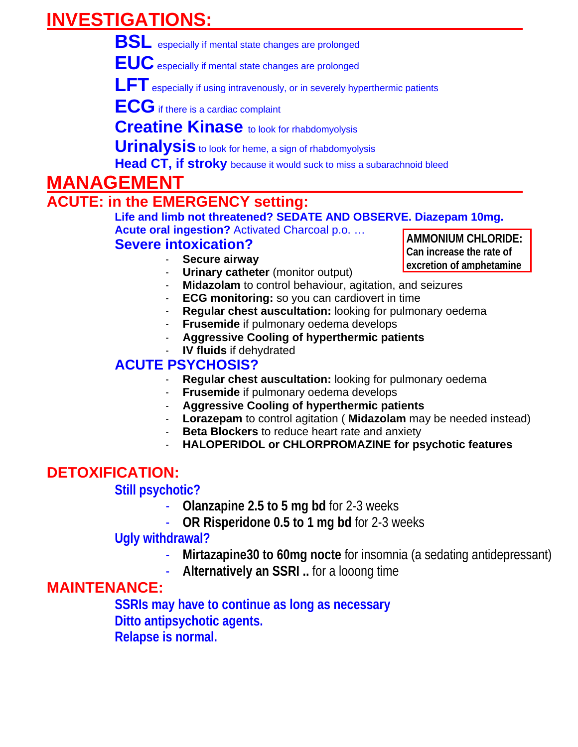# INVESTIGATIONS:

**BSL** especially if mental state changes are prolonged

**EUC** especially if mental state changes are prolonged

**LFT** especially if using intravenously, or in severely hyperthermic patients

**ECG** if there is a cardiac complaint

**Creatine Kinase** to look for rhabdomyolysis

**Urinalysis** to look for heme, a sign of rhabdomyolysis

**Head CT, if stroky** because it would suck to miss a subarachnoid bleed

# MANAGEMENT

## ACUTE: in the EMERGENCY setting:

**Life and limb not threatened? SEDATE AND OBSERVE. Diazepam 10mg.**

**Acute oral ingestion?** Activated Charcoal p.o. …

**AMMONIUM CHLORIDE: Can increase the rate of excretion of amphetamine**

### Severe intoxication?

- **Secure airway**
- **Urinary catheter** (monitor output)
- **Midazolam** to control behaviour, agitation, and seizures
- **ECG monitoring:** so you can cardiovert in time
- **Regular chest auscultation:** looking for pulmonary oedema
- **Frusemide** if pulmonary oedema develops
- **Aggressive Cooling of hyperthermic patients**
- **IV fluids** if dehydrated

### ACUTE PSYCHOSIS?

- **Regular chest auscultation:** looking for pulmonary oedema
- **Frusemide** if pulmonary oedema develops
- **Aggressive Cooling of hyperthermic patients**
- **Lorazepam** to control agitation ( **Midazolam** may be needed instead)
- **Beta Blockers** to reduce heart rate and anxiety
- **HALOPERIDOL or CHLORPROMAZINE for psychotic features**

## DETOXIFICATION:

**Still psychotic?**

- **Olanzapine 2.5 to 5 mg bd** for 2-3 weeks
- **OR Risperidone 0.5 to 1 mg bd** for 2-3 weeks

**Ugly withdrawal?**

- **Mirtazapine30 to 60mg nocte** for insomnia (a sedating antidepressant)
- **Alternatively an SSRI ..** for a looong time

## MAINTENANCE:

**SSRIs may have to continue as long as necessary**

**Ditto antipsychotic agents.**

**Relapse is normal.**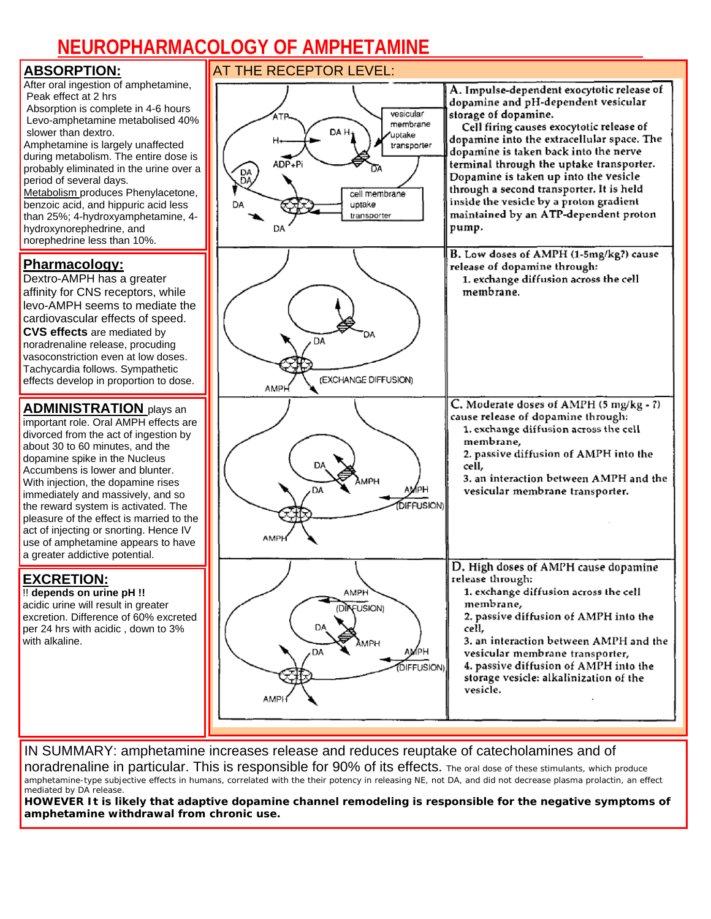# NEUROPHARMACOLOGY OF AMPHETAMINE

## ABSORPTION:

After oral ingestion of amphetamine,
Peak effect at 2 hrs
Absorption is complete in 4-6 hours
Levo-amphetamine metabolised 40% slower than dextro.
Amphetamine is largely unaffected during metabolism. The entire dose is probably eliminated in the urine over a period of several days.
Metabolism produces Phenylacetone, benzoic acid, and hippuric acid less than 25%; 4-hydroxyamphetamine, 4-hydroxynorephedrine, and norephedrine less than 10%.

## Pharmacology:

Dextro-AMPH has a greater affinity for CNS receptors, while levo-AMPH seems to mediate the cardiovascular effects of speed.
**CVS effects** are mediated by noradrenaline release, procuding vasoconstriction even at low doses. Tachycardia follows. Sympathetic effects develop in proportion to dose.

## ADMINISTRATION

**ADMINISTRATION** plays an important role. Oral AMPH effects are divorced from the act of ingestion by about 30 to 60 minutes, and the dopamine spike in the Nucleus Accumbens is lower and blunter. With injection, the dopamine rises immediately and massively, and so the reward system is activated. The pleasure of the effect is married to the act of injecting or snorting. Hence IV use of amphetamine appears to have a greater addictive potential.

## EXCRETION:

!! **depends on urine pH !!**
acidic urine will result in greater excretion. Difference of 60% excreted per 24 hrs with acidic , down to 3% with alkaline.

## AT THE RECEPTOR LEVEL:

vesicular membrane uptake transporter
ATP
DA H+
H+
ADP+Pi
DA
DA DA
DA
cell membrane uptake transporter
DA

**A. Impulse-dependent exocytotic release of dopamine and pH-dependent vesicular storage of dopamine.**
Cell firing causes exocytotic release of dopamine into the extracellular space. The dopamine is taken back into the nerve terminal through the uptake transporter. Dopamine is taken up into the vesicle through a second transporter. It is held inside the vesicle by a proton gradient maintained by an ATP-dependent proton pump.

DA
DA
AMPH
(EXCHANGE DIFFUSION)

**B. Low doses of AMPH (1-5mg/kg?) cause release of dopamine through:**
1. exchange diffusion across the cell membrane.

DA
AMPH
DA
AMPH
(DIFFUSION)
AMPH

**C. Moderate doses of AMPH (5 mg/kg - ?) cause release of dopamine through:**
1. exchange diffusion across the cell membrane,
2. passive diffusion of AMPH into the cell,
3. an interaction between AMPH and the vesicular membrane transporter.

AMPH
(DIFFUSION)
DA
AMPH
DA
AMPH
(DIFFUSION)
AMPH

**D. High doses of AMPH cause dopamine release through:**
1. exchange diffusion across the cell membrane,
2. passive diffusion of AMPH into the cell,
3. an interaction between AMPH and the vesicular membrane transporter,
4. passive diffusion of AMPH into the storage vesicle: alkalinization of the vesicle.

IN SUMMARY: amphetamine increases release and reduces reuptake of catecholamines and of noradrenaline in particular. This is responsible for 90% of its effects. The oral dose of these stimulants, which produce amphetamine-type subjective effects in humans, correlated with the their potency in releasing NE, not DA, and did not decrease plasma prolactin, an effect mediated by DA release.
**HOWEVER It is likely that adaptive dopamine channel remodeling is responsible for the negative symptoms of amphetamine withdrawal from chronic use.**